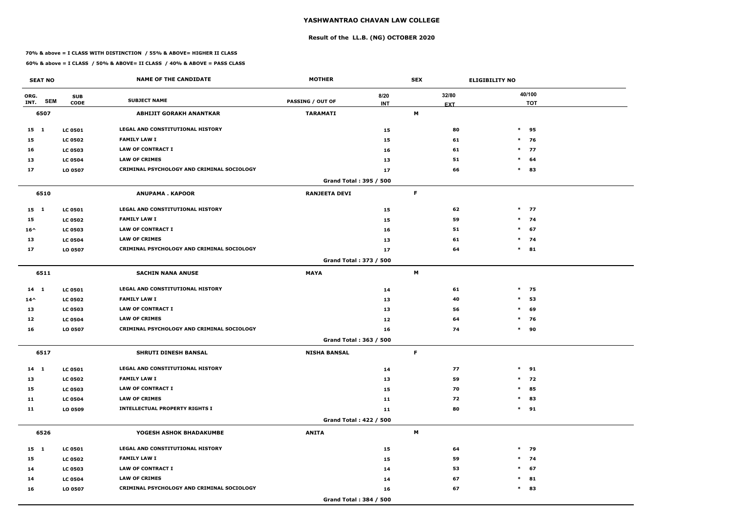# YASHWANTRAO CHAVAN LAW COLLEGE

## Result of the LL.B. (NG) OCTOBER 2020

**70% & above = I CLASS WITH DISTINCTION / 55% & ABOVE= HIGHER II CLASS**

**60% & above = I CLASS / 50% & ABOVE= II CLASS / 40% & ABOVE = PASS CLASS**

| SEAT NO | | | NAME OF THE CANDIDATE | MOTHER | | SEX | ELIGIBILITY NO |
|---|---|---|---|---|---|---|---|
| ORG. INT. | SEM | SUB CODE | SUBJECT NAME | PASSING / OUT OF | 8/20 INT | 32/80 EXT | 40/100 TOT |
| 6507 | | | ABHIJIT GORAKH ANANTKAR | TARAMATI | | M | |
| 15 | 1 | LC 0501 | LEGAL AND CONSTITUTIONAL HISTORY | | 15 | 80 | * 95 |
| 15 | | LC 0502 | FAMILY LAW I | | 15 | 61 | * 76 |
| 16 | | LC 0503 | LAW OF CONTRACT I | | 16 | 61 | * 77 |
| 13 | | LC 0504 | LAW OF CRIMES | | 13 | 51 | * 64 |
| 17 | | LO 0507 | CRIMINAL PSYCHOLOGY AND CRIMINAL SOCIOLOGY | | 17 | 66 | * 83 |
| | | | | Grand Total : 395 / 500 | | | |
| 6510 | | | ANUPAMA . KAPOOR | RANJEETA DEVI | | F | |
| 15 | 1 | LC 0501 | LEGAL AND CONSTITUTIONAL HISTORY | | 15 | 62 | * 77 |
| 15 | | LC 0502 | FAMILY LAW I | | 15 | 59 | * 74 |
| 16^ | | LC 0503 | LAW OF CONTRACT I | | 16 | 51 | * 67 |
| 13 | | LC 0504 | LAW OF CRIMES | | 13 | 61 | * 74 |
| 17 | | LO 0507 | CRIMINAL PSYCHOLOGY AND CRIMINAL SOCIOLOGY | | 17 | 64 | * 81 |
| | | | | Grand Total : 373 / 500 | | | |
| 6511 | | | SACHIN NANA ANUSE | MAYA | | M | |
| 14 | 1 | LC 0501 | LEGAL AND CONSTITUTIONAL HISTORY | | 14 | 61 | * 75 |
| 14^ | | LC 0502 | FAMILY LAW I | | 13 | 40 | * 53 |
| 13 | | LC 0503 | LAW OF CONTRACT I | | 13 | 56 | * 69 |
| 12 | | LC 0504 | LAW OF CRIMES | | 12 | 64 | * 76 |
| 16 | | LO 0507 | CRIMINAL PSYCHOLOGY AND CRIMINAL SOCIOLOGY | | 16 | 74 | * 90 |
| | | | | Grand Total : 363 / 500 | | | |
| 6517 | | | SHRUTI DINESH BANSAL | NISHA BANSAL | | F | |
| 14 | 1 | LC 0501 | LEGAL AND CONSTITUTIONAL HISTORY | | 14 | 77 | * 91 |
| 13 | | LC 0502 | FAMILY LAW I | | 13 | 59 | * 72 |
| 15 | | LC 0503 | LAW OF CONTRACT I | | 15 | 70 | * 85 |
| 11 | | LC 0504 | LAW OF CRIMES | | 11 | 72 | * 83 |
| 11 | | LO 0509 | INTELLECTUAL PROPERTY RIGHTS I | | 11 | 80 | * 91 |
| | | | | Grand Total : 422 / 500 | | | |
| 6526 | | | YOGESH ASHOK BHADAKUMBE | ANITA | | M | |
| 15 | 1 | LC 0501 | LEGAL AND CONSTITUTIONAL HISTORY | | 15 | 64 | * 79 |
| 15 | | LC 0502 | FAMILY LAW I | | 15 | 59 | * 74 |
| 14 | | LC 0503 | LAW OF CONTRACT I | | 14 | 53 | * 67 |
| 14 | | LC 0504 | LAW OF CRIMES | | 14 | 67 | * 81 |
| 16 | | LO 0507 | CRIMINAL PSYCHOLOGY AND CRIMINAL SOCIOLOGY | | 16 | 67 | * 83 |
| | | | | Grand Total : 384 / 500 | | | |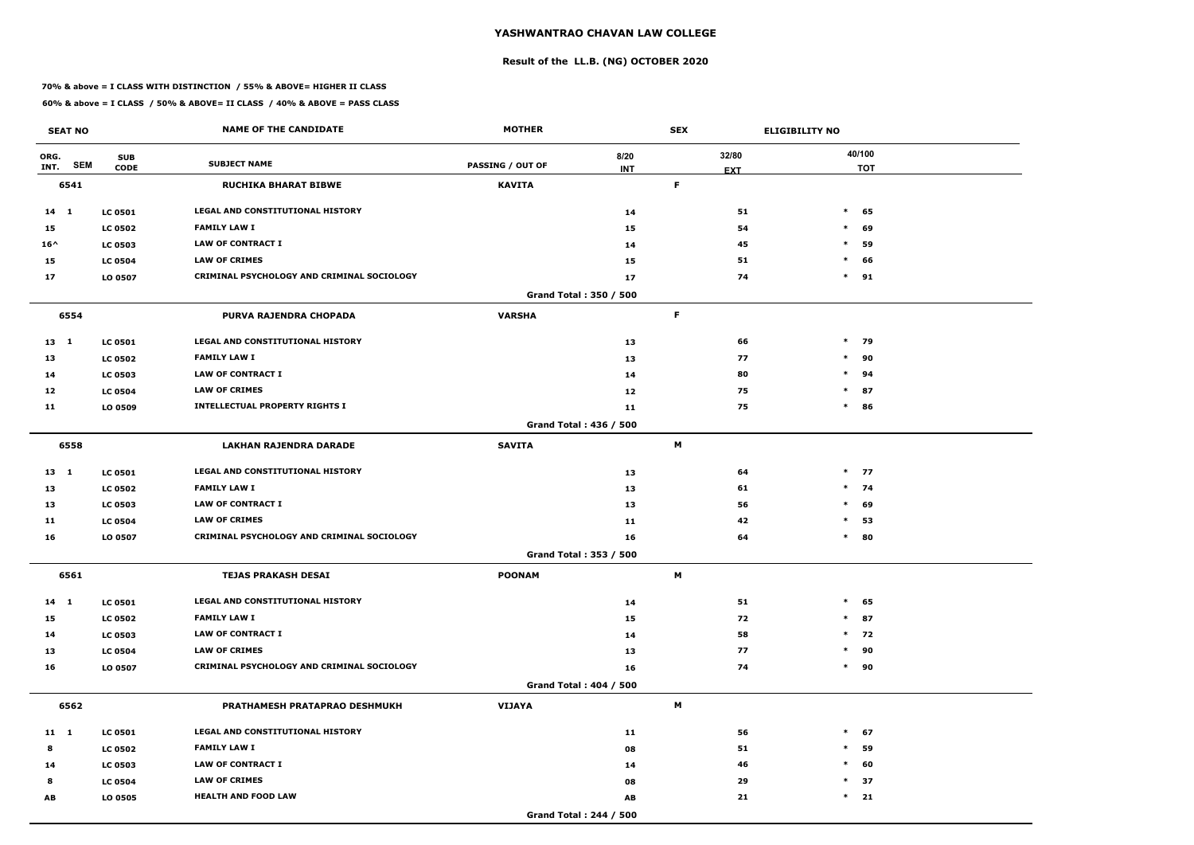# YASHWANTRAO CHAVAN LAW COLLEGE

## Result of the LL.B. (NG) OCTOBER 2020

**70% & above = I CLASS WITH DISTINCTION / 55% & ABOVE= HIGHER II CLASS**

**60% & above = I CLASS / 50% & ABOVE= II CLASS / 40% & ABOVE = PASS CLASS**

| SEAT NO | | | NAME OF THE CANDIDATE | MOTHER | | SEX | ELIGIBILITY NO |
|---|---|---|---|---|---|---|---|
| ORG. INT. | SEM | SUB CODE | SUBJECT NAME | PASSING / OUT OF | 8/20 INT | 32/80 EXT | 40/100 TOT |
| 6541 | | | RUCHIKA BHARAT BIBWE | KAVITA | | F | |
| 14 | 1 | LC 0501 | LEGAL AND CONSTITUTIONAL HISTORY | | 14 | 51 | * 65 |
| 15 | | LC 0502 | FAMILY LAW I | | 15 | 54 | * 69 |
| 16^ | | LC 0503 | LAW OF CONTRACT I | | 14 | 45 | * 59 |
| 15 | | LC 0504 | LAW OF CRIMES | | 15 | 51 | * 66 |
| 17 | | LO 0507 | CRIMINAL PSYCHOLOGY AND CRIMINAL SOCIOLOGY | | 17 | 74 | * 91 |
| | | | | Grand Total : 350 / 500 | | | |
| 6554 | | | PURVA RAJENDRA CHOPADA | VARSHA | | F | |
| 13 | 1 | LC 0501 | LEGAL AND CONSTITUTIONAL HISTORY | | 13 | 66 | * 79 |
| 13 | | LC 0502 | FAMILY LAW I | | 13 | 77 | * 90 |
| 14 | | LC 0503 | LAW OF CONTRACT I | | 14 | 80 | * 94 |
| 12 | | LC 0504 | LAW OF CRIMES | | 12 | 75 | * 87 |
| 11 | | LO 0509 | INTELLECTUAL PROPERTY RIGHTS I | | 11 | 75 | * 86 |
| | | | | Grand Total : 436 / 500 | | | |
| 6558 | | | LAKHAN RAJENDRA DARADE | SAVITA | | M | |
| 13 | 1 | LC 0501 | LEGAL AND CONSTITUTIONAL HISTORY | | 13 | 64 | * 77 |
| 13 | | LC 0502 | FAMILY LAW I | | 13 | 61 | * 74 |
| 13 | | LC 0503 | LAW OF CONTRACT I | | 13 | 56 | * 69 |
| 11 | | LC 0504 | LAW OF CRIMES | | 11 | 42 | * 53 |
| 16 | | LO 0507 | CRIMINAL PSYCHOLOGY AND CRIMINAL SOCIOLOGY | | 16 | 64 | * 80 |
| | | | | Grand Total : 353 / 500 | | | |
| 6561 | | | TEJAS PRAKASH DESAI | POONAM | | M | |
| 14 | 1 | LC 0501 | LEGAL AND CONSTITUTIONAL HISTORY | | 14 | 51 | * 65 |
| 15 | | LC 0502 | FAMILY LAW I | | 15 | 72 | * 87 |
| 14 | | LC 0503 | LAW OF CONTRACT I | | 14 | 58 | * 72 |
| 13 | | LC 0504 | LAW OF CRIMES | | 13 | 77 | * 90 |
| 16 | | LO 0507 | CRIMINAL PSYCHOLOGY AND CRIMINAL SOCIOLOGY | | 16 | 74 | * 90 |
| | | | | Grand Total : 404 / 500 | | | |
| 6562 | | | PRATHAMESH PRATAPRAO DESHMUKH | VIJAYA | | M | |
| 11 | 1 | LC 0501 | LEGAL AND CONSTITUTIONAL HISTORY | | 11 | 56 | * 67 |
| 8 | | LC 0502 | FAMILY LAW I | | 08 | 51 | * 59 |
| 14 | | LC 0503 | LAW OF CONTRACT I | | 14 | 46 | * 60 |
| 8 | | LC 0504 | LAW OF CRIMES | | 08 | 29 | * 37 |
| AB | | LO 0505 | HEALTH AND FOOD LAW | | AB | 21 | * 21 |
| | | | | Grand Total : 244 / 500 | | | |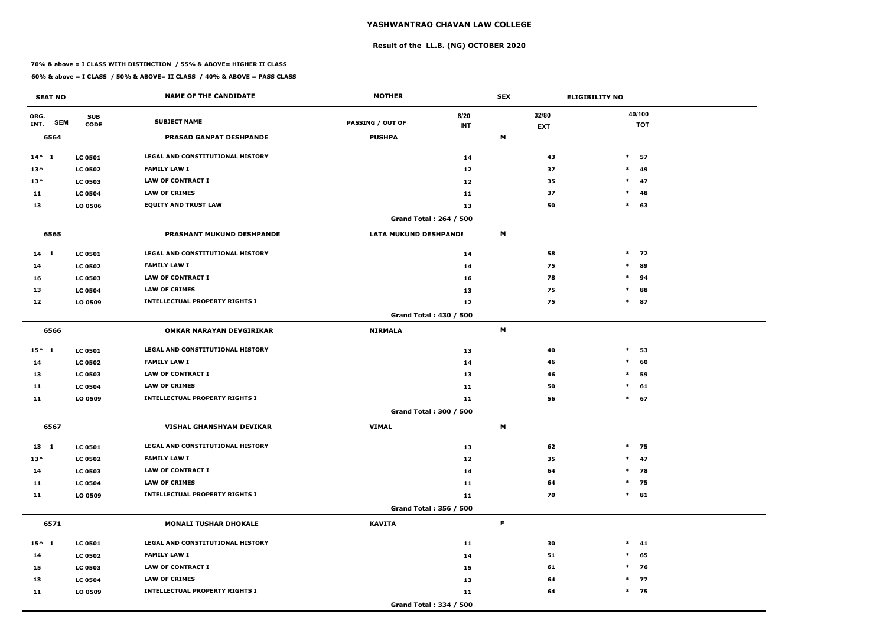# YASHWANTRAO CHAVAN LAW COLLEGE

## Result of the LL.B. (NG) OCTOBER 2020

**70% & above = I CLASS WITH DISTINCTION / 55% & ABOVE= HIGHER II CLASS**

**60% & above = I CLASS / 50% & ABOVE= II CLASS / 40% & ABOVE = PASS CLASS**

| SEAT NO | | | NAME OF THE CANDIDATE | MOTHER | | SEX | ELIGIBILITY NO | |
|---|---|---|---|---|---|---|---|---|
| ORG. INT. | SEM | SUB CODE | SUBJECT NAME | PASSING / OUT OF | 8/20 INT | 32/80 EXT | | 40/100 TOT |
| 6564 | | | PRASAD GANPAT DESHPANDE | PUSHPA | | M | | |
| 14^ | 1 | LC 0501 | LEGAL AND CONSTITUTIONAL HISTORY | | 14 | 43 | * | 57 |
| 13^ | | LC 0502 | FAMILY LAW I | | 12 | 37 | * | 49 |
| 13^ | | LC 0503 | LAW OF CONTRACT I | | 12 | 35 | * | 47 |
| 11 | | LC 0504 | LAW OF CRIMES | | 11 | 37 | * | 48 |
| 13 | | LO 0506 | EQUITY AND TRUST LAW | | 13 | 50 | * | 63 |
| | | | | Grand Total : 264 / 500 | | | | |
| 6565 | | | PRASHANT MUKUND DESHPANDE | LATA MUKUND DESHPANDE | | M | | |
| 14 | 1 | LC 0501 | LEGAL AND CONSTITUTIONAL HISTORY | | 14 | 58 | * | 72 |
| 14 | | LC 0502 | FAMILY LAW I | | 14 | 75 | * | 89 |
| 16 | | LC 0503 | LAW OF CONTRACT I | | 16 | 78 | * | 94 |
| 13 | | LC 0504 | LAW OF CRIMES | | 13 | 75 | * | 88 |
| 12 | | LO 0509 | INTELLECTUAL PROPERTY RIGHTS I | | 12 | 75 | * | 87 |
| | | | | Grand Total : 430 / 500 | | | | |
| 6566 | | | OMKAR NARAYAN DEVGIRIKAR | NIRMALA | | M | | |
| 15^ | 1 | LC 0501 | LEGAL AND CONSTITUTIONAL HISTORY | | 13 | 40 | * | 53 |
| 14 | | LC 0502 | FAMILY LAW I | | 14 | 46 | * | 60 |
| 13 | | LC 0503 | LAW OF CONTRACT I | | 13 | 46 | * | 59 |
| 11 | | LC 0504 | LAW OF CRIMES | | 11 | 50 | * | 61 |
| 11 | | LO 0509 | INTELLECTUAL PROPERTY RIGHTS I | | 11 | 56 | * | 67 |
| | | | | Grand Total : 300 / 500 | | | | |
| 6567 | | | VISHAL GHANSHYAM DEVIKAR | VIMAL | | M | | |
| 13 | 1 | LC 0501 | LEGAL AND CONSTITUTIONAL HISTORY | | 13 | 62 | * | 75 |
| 13^ | | LC 0502 | FAMILY LAW I | | 12 | 35 | * | 47 |
| 14 | | LC 0503 | LAW OF CONTRACT I | | 14 | 64 | * | 78 |
| 11 | | LC 0504 | LAW OF CRIMES | | 11 | 64 | * | 75 |
| 11 | | LO 0509 | INTELLECTUAL PROPERTY RIGHTS I | | 11 | 70 | * | 81 |
| | | | | Grand Total : 356 / 500 | | | | |
| 6571 | | | MONALI TUSHAR DHOKALE | KAVITA | | F | | |
| 15^ | 1 | LC 0501 | LEGAL AND CONSTITUTIONAL HISTORY | | 11 | 30 | * | 41 |
| 14 | | LC 0502 | FAMILY LAW I | | 14 | 51 | * | 65 |
| 15 | | LC 0503 | LAW OF CONTRACT I | | 15 | 61 | * | 76 |
| 13 | | LC 0504 | LAW OF CRIMES | | 13 | 64 | * | 77 |
| 11 | | LO 0509 | INTELLECTUAL PROPERTY RIGHTS I | | 11 | 64 | * | 75 |
| | | | | Grand Total : 334 / 500 | | | | |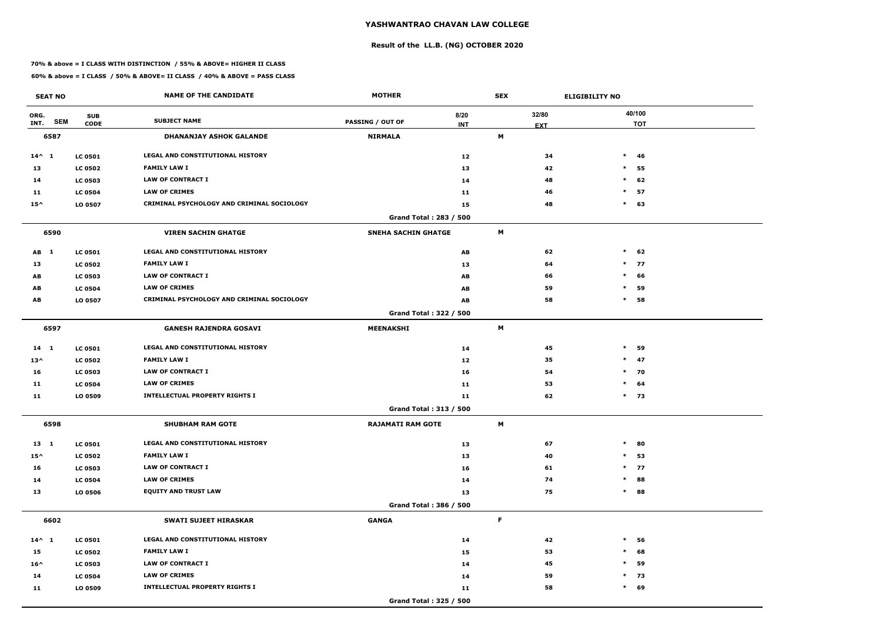# YASHWANTRAO CHAVAN LAW COLLEGE

## Result of the LL.B. (NG) OCTOBER 2020

**70% & above = I CLASS WITH DISTINCTION / 55% & ABOVE= HIGHER II CLASS**

**60% & above = I CLASS / 50% & ABOVE= II CLASS / 40% & ABOVE = PASS CLASS**

| SEAT NO | | | NAME OF THE CANDIDATE | MOTHER | | SEX | ELIGIBILITY NO | |
|---|---|---|---|---|---|---|---|---|
| ORG. INT. | SEM | SUB CODE | SUBJECT NAME | PASSING / OUT OF | 8/20 INT | 32/80 EXT | | 40/100 TOT |
| **6587** | | | **DHANANJAY ASHOK GALANDE** | **NIRMALA** | | **M** | | |
| 14^ | 1 | LC 0501 | LEGAL AND CONSTITUTIONAL HISTORY | | 12 | 34 | * | 46 |
| 13 | | LC 0502 | FAMILY LAW I | | 13 | 42 | * | 55 |
| 14 | | LC 0503 | LAW OF CONTRACT I | | 14 | 48 | * | 62 |
| 11 | | LC 0504 | LAW OF CRIMES | | 11 | 46 | * | 57 |
| 15^ | | LO 0507 | CRIMINAL PSYCHOLOGY AND CRIMINAL SOCIOLOGY | | 15 | 48 | * | 63 |
| | | | | Grand Total : 283 / 500 | | | | |
| **6590** | | | **VIREN SACHIN GHATGE** | **SNEHA SACHIN GHATGE** | | **M** | | |
| AB | 1 | LC 0501 | LEGAL AND CONSTITUTIONAL HISTORY | | AB | 62 | * | 62 |
| 13 | | LC 0502 | FAMILY LAW I | | 13 | 64 | * | 77 |
| AB | | LC 0503 | LAW OF CONTRACT I | | AB | 66 | * | 66 |
| AB | | LC 0504 | LAW OF CRIMES | | AB | 59 | * | 59 |
| AB | | LO 0507 | CRIMINAL PSYCHOLOGY AND CRIMINAL SOCIOLOGY | | AB | 58 | * | 58 |
| | | | | Grand Total : 322 / 500 | | | | |
| **6597** | | | **GANESH RAJENDRA GOSAVI** | **MEENAKSHI** | | **M** | | |
| 14 | 1 | LC 0501 | LEGAL AND CONSTITUTIONAL HISTORY | | 14 | 45 | * | 59 |
| 13^ | | LC 0502 | FAMILY LAW I | | 12 | 35 | * | 47 |
| 16 | | LC 0503 | LAW OF CONTRACT I | | 16 | 54 | * | 70 |
| 11 | | LC 0504 | LAW OF CRIMES | | 11 | 53 | * | 64 |
| 11 | | LO 0509 | INTELLECTUAL PROPERTY RIGHTS I | | 11 | 62 | * | 73 |
| | | | | Grand Total : 313 / 500 | | | | |
| **6598** | | | **SHUBHAM RAM GOTE** | **RAJAMATI RAM GOTE** | | **M** | | |
| 13 | 1 | LC 0501 | LEGAL AND CONSTITUTIONAL HISTORY | | 13 | 67 | * | 80 |
| 15^ | | LC 0502 | FAMILY LAW I | | 13 | 40 | * | 53 |
| 16 | | LC 0503 | LAW OF CONTRACT I | | 16 | 61 | * | 77 |
| 14 | | LC 0504 | LAW OF CRIMES | | 14 | 74 | * | 88 |
| 13 | | LO 0506 | EQUITY AND TRUST LAW | | 13 | 75 | * | 88 |
| | | | | Grand Total : 386 / 500 | | | | |
| **6602** | | | **SWATI SUJEET HIRASKAR** | **GANGA** | | **F** | | |
| 14^ | 1 | LC 0501 | LEGAL AND CONSTITUTIONAL HISTORY | | 14 | 42 | * | 56 |
| 15 | | LC 0502 | FAMILY LAW I | | 15 | 53 | * | 68 |
| 16^ | | LC 0503 | LAW OF CONTRACT I | | 14 | 45 | * | 59 |
| 14 | | LC 0504 | LAW OF CRIMES | | 14 | 59 | * | 73 |
| 11 | | LO 0509 | INTELLECTUAL PROPERTY RIGHTS I | | 11 | 58 | * | 69 |
| | | | | Grand Total : 325 / 500 | | | | |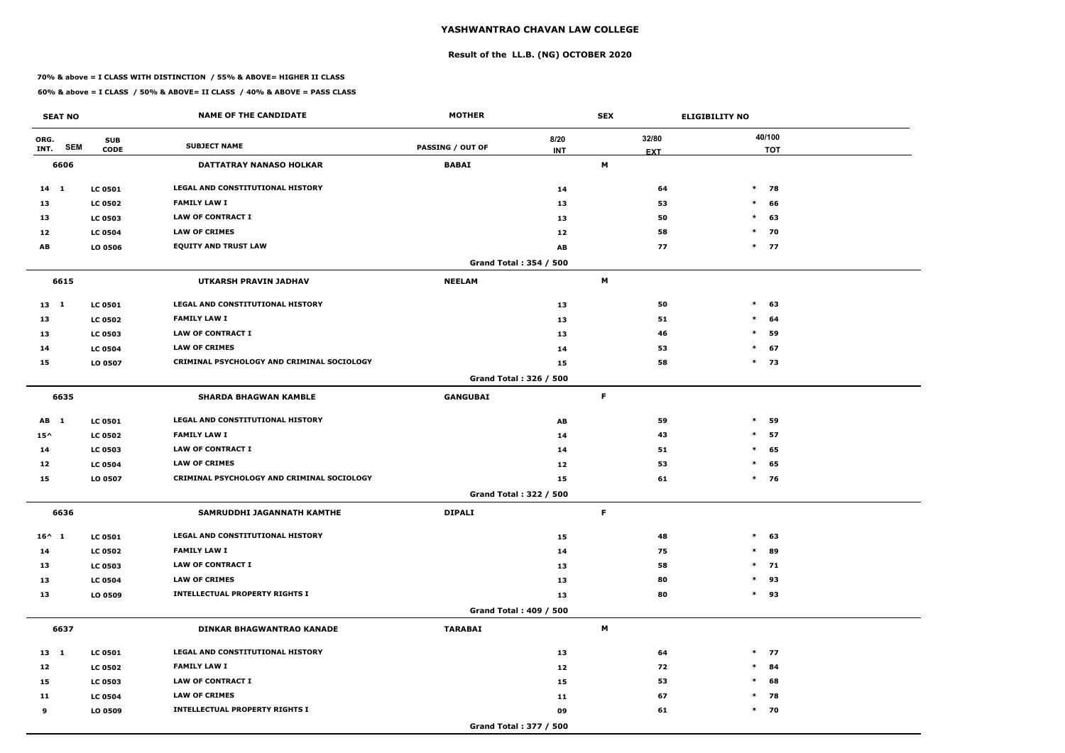# YASHWANTRAO CHAVAN LAW COLLEGE

## Result of the LL.B. (NG) OCTOBER 2020

**70% & above = I CLASS WITH DISTINCTION / 55% & ABOVE= HIGHER II CLASS**

**60% & above = I CLASS / 50% & ABOVE= II CLASS / 40% & ABOVE = PASS CLASS**

| SEAT NO | | | NAME OF THE CANDIDATE | MOTHER | | SEX | ELIGIBILITY NO |
|---|---|---|---|---|---|---|---|
| ORG. INT. | SEM | SUB CODE | SUBJECT NAME | PASSING / OUT OF | 8/20 INT | 32/80 EXT | 40/100 TOT |
| **6606** | | | **DATTATRAY NANASO HOLKAR** | **BABAI** | | **M** | |
| 14 | 1 | LC 0501 | LEGAL AND CONSTITUTIONAL HISTORY | | 14 | 64 | * 78 |
| 13 | | LC 0502 | FAMILY LAW I | | 13 | 53 | * 66 |
| 13 | | LC 0503 | LAW OF CONTRACT I | | 13 | 50 | * 63 |
| 12 | | LC 0504 | LAW OF CRIMES | | 12 | 58 | * 70 |
| AB | | LO 0506 | EQUITY AND TRUST LAW | | AB | 77 | * 77 |
| | | | | Grand Total : 354 / 500 | | | |
| **6615** | | | **UTKARSH PRAVIN JADHAV** | **NEELAM** | | **M** | |
| 13 | 1 | LC 0501 | LEGAL AND CONSTITUTIONAL HISTORY | | 13 | 50 | * 63 |
| 13 | | LC 0502 | FAMILY LAW I | | 13 | 51 | * 64 |
| 13 | | LC 0503 | LAW OF CONTRACT I | | 13 | 46 | * 59 |
| 14 | | LC 0504 | LAW OF CRIMES | | 14 | 53 | * 67 |
| 15 | | LO 0507 | CRIMINAL PSYCHOLOGY AND CRIMINAL SOCIOLOGY | | 15 | 58 | * 73 |
| | | | | Grand Total : 326 / 500 | | | |
| **6635** | | | **SHARDA BHAGWAN KAMBLE** | **GANGUBAI** | | **F** | |
| AB | 1 | LC 0501 | LEGAL AND CONSTITUTIONAL HISTORY | | AB | 59 | * 59 |
| 15^ | | LC 0502 | FAMILY LAW I | | 14 | 43 | * 57 |
| 14 | | LC 0503 | LAW OF CONTRACT I | | 14 | 51 | * 65 |
| 12 | | LC 0504 | LAW OF CRIMES | | 12 | 53 | * 65 |
| 15 | | LO 0507 | CRIMINAL PSYCHOLOGY AND CRIMINAL SOCIOLOGY | | 15 | 61 | * 76 |
| | | | | Grand Total : 322 / 500 | | | |
| **6636** | | | **SAMRUDDHI JAGANNATH KAMTHE** | **DIPALI** | | **F** | |
| 16^ | 1 | LC 0501 | LEGAL AND CONSTITUTIONAL HISTORY | | 15 | 48 | * 63 |
| 14 | | LC 0502 | FAMILY LAW I | | 14 | 75 | * 89 |
| 13 | | LC 0503 | LAW OF CONTRACT I | | 13 | 58 | * 71 |
| 13 | | LC 0504 | LAW OF CRIMES | | 13 | 80 | * 93 |
| 13 | | LO 0509 | INTELLECTUAL PROPERTY RIGHTS I | | 13 | 80 | * 93 |
| | | | | Grand Total : 409 / 500 | | | |
| **6637** | | | **DINKAR BHAGWANTRAO KANADE** | **TARABAI** | | **M** | |
| 13 | 1 | LC 0501 | LEGAL AND CONSTITUTIONAL HISTORY | | 13 | 64 | * 77 |
| 12 | | LC 0502 | FAMILY LAW I | | 12 | 72 | * 84 |
| 15 | | LC 0503 | LAW OF CONTRACT I | | 15 | 53 | * 68 |
| 11 | | LC 0504 | LAW OF CRIMES | | 11 | 67 | * 78 |
| 9 | | LO 0509 | INTELLECTUAL PROPERTY RIGHTS I | | 09 | 61 | * 70 |
| | | | | Grand Total : 377 / 500 | | | |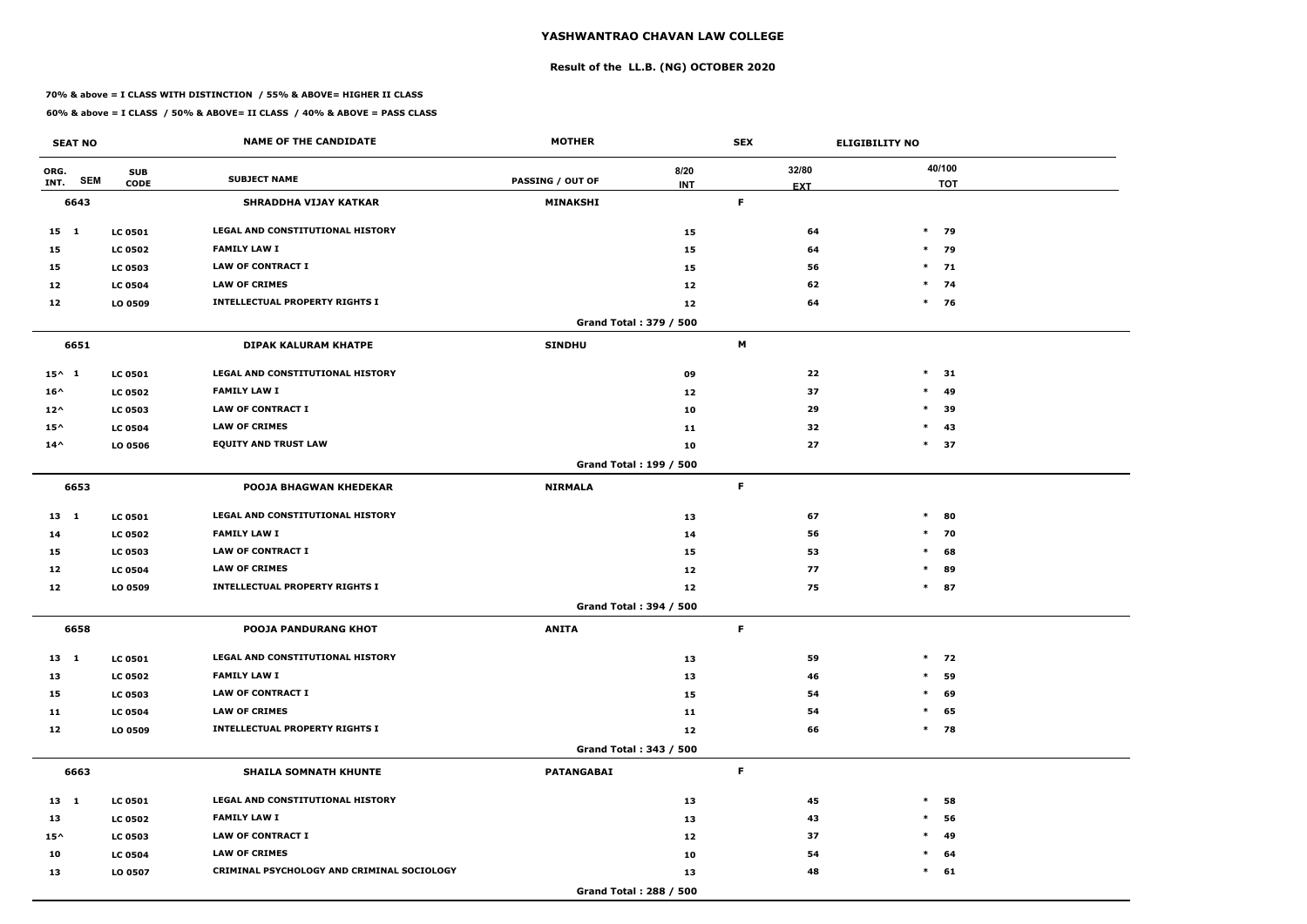# YASHWANTRAO CHAVAN LAW COLLEGE

## Result of the LL.B. (NG) OCTOBER 2020

**70% & above = I CLASS WITH DISTINCTION / 55% & ABOVE= HIGHER II CLASS**

**60% & above = I CLASS / 50% & ABOVE= II CLASS / 40% & ABOVE = PASS CLASS**

| SEAT NO | | | NAME OF THE CANDIDATE | MOTHER | | SEX | ELIGIBILITY NO |
|---|---|---|---|---|---|---|---|
| ORG. INT. | SEM | SUB CODE | SUBJECT NAME | PASSING / OUT OF | 8/20 INT | 32/80 EXT | 40/100 TOT |
| 6643 | | | SHRADDHA VIJAY KATKAR | MINAKSHI | | F | |
| 15 | 1 | LC 0501 | LEGAL AND CONSTITUTIONAL HISTORY | | 15 | 64 | * 79 |
| 15 | | LC 0502 | FAMILY LAW I | | 15 | 64 | * 79 |
| 15 | | LC 0503 | LAW OF CONTRACT I | | 15 | 56 | * 71 |
| 12 | | LC 0504 | LAW OF CRIMES | | 12 | 62 | * 74 |
| 12 | | LO 0509 | INTELLECTUAL PROPERTY RIGHTS I | | 12 | 64 | * 76 |
| | | | | Grand Total : 379 / 500 | | | |
| 6651 | | | DIPAK KALURAM KHATPE | SINDHU | | M | |
| 15^ | 1 | LC 0501 | LEGAL AND CONSTITUTIONAL HISTORY | | 09 | 22 | * 31 |
| 16^ | | LC 0502 | FAMILY LAW I | | 12 | 37 | * 49 |
| 12^ | | LC 0503 | LAW OF CONTRACT I | | 10 | 29 | * 39 |
| 15^ | | LC 0504 | LAW OF CRIMES | | 11 | 32 | * 43 |
| 14^ | | LO 0506 | EQUITY AND TRUST LAW | | 10 | 27 | * 37 |
| | | | | Grand Total : 199 / 500 | | | |
| 6653 | | | POOJA BHAGWAN KHEDEKAR | NIRMALA | | F | |
| 13 | 1 | LC 0501 | LEGAL AND CONSTITUTIONAL HISTORY | | 13 | 67 | * 80 |
| 14 | | LC 0502 | FAMILY LAW I | | 14 | 56 | * 70 |
| 15 | | LC 0503 | LAW OF CONTRACT I | | 15 | 53 | * 68 |
| 12 | | LC 0504 | LAW OF CRIMES | | 12 | 77 | * 89 |
| 12 | | LO 0509 | INTELLECTUAL PROPERTY RIGHTS I | | 12 | 75 | * 87 |
| | | | | Grand Total : 394 / 500 | | | |
| 6658 | | | POOJA PANDURANG KHOT | ANITA | | F | |
| 13 | 1 | LC 0501 | LEGAL AND CONSTITUTIONAL HISTORY | | 13 | 59 | * 72 |
| 13 | | LC 0502 | FAMILY LAW I | | 13 | 46 | * 59 |
| 15 | | LC 0503 | LAW OF CONTRACT I | | 15 | 54 | * 69 |
| 11 | | LC 0504 | LAW OF CRIMES | | 11 | 54 | * 65 |
| 12 | | LO 0509 | INTELLECTUAL PROPERTY RIGHTS I | | 12 | 66 | * 78 |
| | | | | Grand Total : 343 / 500 | | | |
| 6663 | | | SHAILA SOMNATH KHUNTE | PATANGABAI | | F | |
| 13 | 1 | LC 0501 | LEGAL AND CONSTITUTIONAL HISTORY | | 13 | 45 | * 58 |
| 13 | | LC 0502 | FAMILY LAW I | | 13 | 43 | * 56 |
| 15^ | | LC 0503 | LAW OF CONTRACT I | | 12 | 37 | * 49 |
| 10 | | LC 0504 | LAW OF CRIMES | | 10 | 54 | * 64 |
| 13 | | LO 0507 | CRIMINAL PSYCHOLOGY AND CRIMINAL SOCIOLOGY | | 13 | 48 | * 61 |
| | | | | Grand Total : 288 / 500 | | | |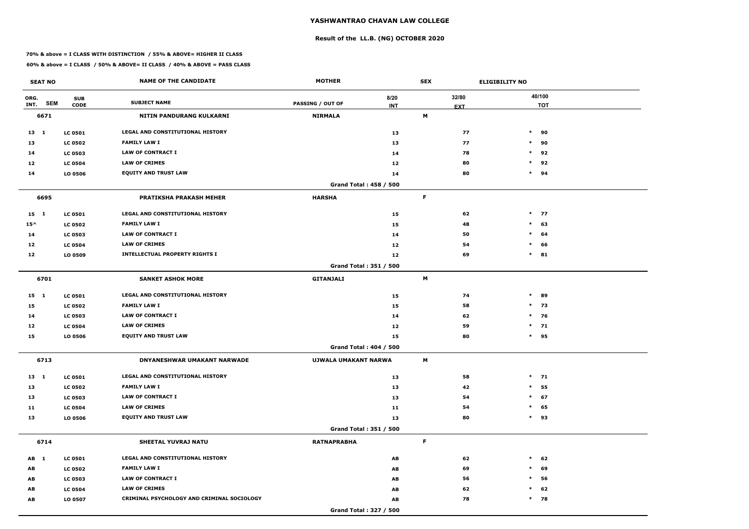# YASHWANTRAO CHAVAN LAW COLLEGE

## Result of the LL.B. (NG) OCTOBER 2020

**70% & above = I CLASS WITH DISTINCTION / 55% & ABOVE= HIGHER II CLASS**

**60% & above = I CLASS / 50% & ABOVE= II CLASS / 40% & ABOVE = PASS CLASS**

| SEAT NO | | | NAME OF THE CANDIDATE | MOTHER | | SEX | ELIGIBILITY NO | |
|---|---|---|---|---|---|---|---|---|
| ORG. INT. | SEM | SUB CODE | SUBJECT NAME | PASSING / OUT OF | 8/20 INT | 32/80 EXT | | 40/100 TOT |
| **6671** | | | **NITIN PANDURANG KULKARNI** | **NIRMALA** | | **M** | | |
| 13 | 1 | LC 0501 | LEGAL AND CONSTITUTIONAL HISTORY | | 13 | 77 | * | 90 |
| 13 | | LC 0502 | FAMILY LAW I | | 13 | 77 | * | 90 |
| 14 | | LC 0503 | LAW OF CONTRACT I | | 14 | 78 | * | 92 |
| 12 | | LC 0504 | LAW OF CRIMES | | 12 | 80 | * | 92 |
| 14 | | LO 0506 | EQUITY AND TRUST LAW | | 14 | 80 | * | 94 |
| | | | | Grand Total : 458 / 500 | | | | |
| **6695** | | | **PRATIKSHA PRAKASH MEHER** | **HARSHA** | | **F** | | |
| 15 | 1 | LC 0501 | LEGAL AND CONSTITUTIONAL HISTORY | | 15 | 62 | * | 77 |
| 15^ | | LC 0502 | FAMILY LAW I | | 15 | 48 | * | 63 |
| 14 | | LC 0503 | LAW OF CONTRACT I | | 14 | 50 | * | 64 |
| 12 | | LC 0504 | LAW OF CRIMES | | 12 | 54 | * | 66 |
| 12 | | LO 0509 | INTELLECTUAL PROPERTY RIGHTS I | | 12 | 69 | * | 81 |
| | | | | Grand Total : 351 / 500 | | | | |
| **6701** | | | **SANKET ASHOK MORE** | **GITANJALI** | | **M** | | |
| 15 | 1 | LC 0501 | LEGAL AND CONSTITUTIONAL HISTORY | | 15 | 74 | * | 89 |
| 15 | | LC 0502 | FAMILY LAW I | | 15 | 58 | * | 73 |
| 14 | | LC 0503 | LAW OF CONTRACT I | | 14 | 62 | * | 76 |
| 12 | | LC 0504 | LAW OF CRIMES | | 12 | 59 | * | 71 |
| 15 | | LO 0506 | EQUITY AND TRUST LAW | | 15 | 80 | * | 95 |
| | | | | Grand Total : 404 / 500 | | | | |
| **6713** | | | **DNYANESHWAR UMAKANT NARWADE** | **UJWALA UMAKANT NARWA** | | **M** | | |
| 13 | 1 | LC 0501 | LEGAL AND CONSTITUTIONAL HISTORY | | 13 | 58 | * | 71 |
| 13 | | LC 0502 | FAMILY LAW I | | 13 | 42 | * | 55 |
| 13 | | LC 0503 | LAW OF CONTRACT I | | 13 | 54 | * | 67 |
| 11 | | LC 0504 | LAW OF CRIMES | | 11 | 54 | * | 65 |
| 13 | | LO 0506 | EQUITY AND TRUST LAW | | 13 | 80 | * | 93 |
| | | | | Grand Total : 351 / 500 | | | | |
| **6714** | | | **SHEETAL YUVRAJ NATU** | **RATNAPRABHA** | | **F** | | |
| AB | 1 | LC 0501 | LEGAL AND CONSTITUTIONAL HISTORY | | AB | 62 | * | 62 |
| AB | | LC 0502 | FAMILY LAW I | | AB | 69 | * | 69 |
| AB | | LC 0503 | LAW OF CONTRACT I | | AB | 56 | * | 56 |
| AB | | LC 0504 | LAW OF CRIMES | | AB | 62 | * | 62 |
| AB | | LO 0507 | CRIMINAL PSYCHOLOGY AND CRIMINAL SOCIOLOGY | | AB | 78 | * | 78 |
| | | | | Grand Total : 327 / 500 | | | | |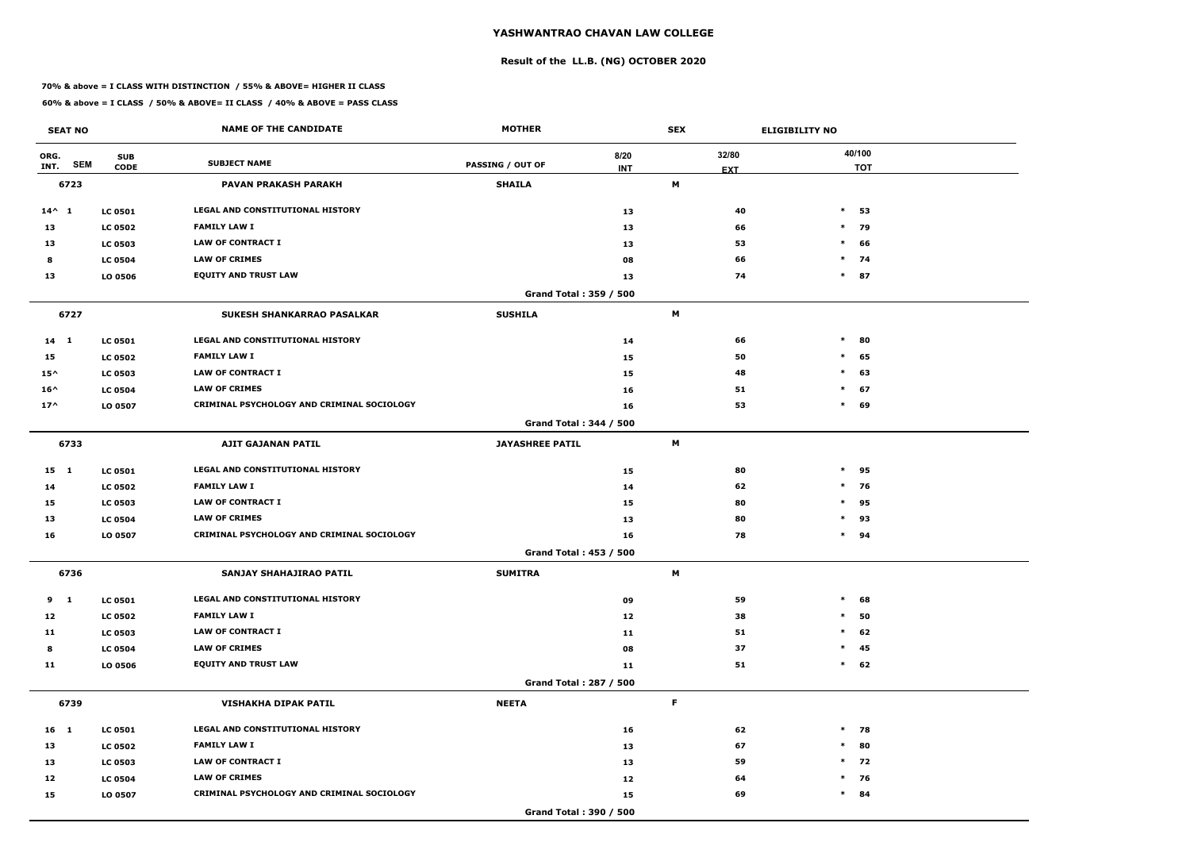# YASHWANTRAO CHAVAN LAW COLLEGE

## Result of the LL.B. (NG) OCTOBER 2020

**70% & above = I CLASS WITH DISTINCTION / 55% & ABOVE= HIGHER II CLASS**

**60% & above = I CLASS / 50% & ABOVE= II CLASS / 40% & ABOVE = PASS CLASS**

| SEAT NO | | | NAME OF THE CANDIDATE | MOTHER | | SEX | ELIGIBILITY NO |
|---|---|---|---|---|---|---|---|
| ORG. INT. | SEM | SUB CODE | SUBJECT NAME | PASSING / OUT OF | 8/20 INT | 32/80 EXT | 40/100 TOT |
| **6723** | | | **PAVAN PRAKASH PARAKH** | **SHAILA** | | **M** | |
| 14^ | 1 | LC 0501 | LEGAL AND CONSTITUTIONAL HISTORY | | 13 | 40 | * 53 |
| 13 | | LC 0502 | FAMILY LAW I | | 13 | 66 | * 79 |
| 13 | | LC 0503 | LAW OF CONTRACT I | | 13 | 53 | * 66 |
| 8 | | LC 0504 | LAW OF CRIMES | | 08 | 66 | * 74 |
| 13 | | LO 0506 | EQUITY AND TRUST LAW | | 13 | 74 | * 87 |
| | | | | **Grand Total : 359 / 500** | | | |
| **6727** | | | **SUKESH SHANKARRAO PASALKAR** | **SUSHILA** | | **M** | |
| 14 | 1 | LC 0501 | LEGAL AND CONSTITUTIONAL HISTORY | | 14 | 66 | * 80 |
| 15 | | LC 0502 | FAMILY LAW I | | 15 | 50 | * 65 |
| 15^ | | LC 0503 | LAW OF CONTRACT I | | 15 | 48 | * 63 |
| 16^ | | LC 0504 | LAW OF CRIMES | | 16 | 51 | * 67 |
| 17^ | | LO 0507 | CRIMINAL PSYCHOLOGY AND CRIMINAL SOCIOLOGY | | 16 | 53 | * 69 |
| | | | | **Grand Total : 344 / 500** | | | |
| **6733** | | | **AJIT GAJANAN PATIL** | **JAYASHREE PATIL** | | **M** | |
| 15 | 1 | LC 0501 | LEGAL AND CONSTITUTIONAL HISTORY | | 15 | 80 | * 95 |
| 14 | | LC 0502 | FAMILY LAW I | | 14 | 62 | * 76 |
| 15 | | LC 0503 | LAW OF CONTRACT I | | 15 | 80 | * 95 |
| 13 | | LC 0504 | LAW OF CRIMES | | 13 | 80 | * 93 |
| 16 | | LO 0507 | CRIMINAL PSYCHOLOGY AND CRIMINAL SOCIOLOGY | | 16 | 78 | * 94 |
| | | | | **Grand Total : 453 / 500** | | | |
| **6736** | | | **SANJAY SHAHAJIRAO PATIL** | **SUMITRA** | | **M** | |
| 9 | 1 | LC 0501 | LEGAL AND CONSTITUTIONAL HISTORY | | 09 | 59 | * 68 |
| 12 | | LC 0502 | FAMILY LAW I | | 12 | 38 | * 50 |
| 11 | | LC 0503 | LAW OF CONTRACT I | | 11 | 51 | * 62 |
| 8 | | LC 0504 | LAW OF CRIMES | | 08 | 37 | * 45 |
| 11 | | LO 0506 | EQUITY AND TRUST LAW | | 11 | 51 | * 62 |
| | | | | **Grand Total : 287 / 500** | | | |
| **6739** | | | **VISHAKHA DIPAK PATIL** | **NEETA** | | **F** | |
| 16 | 1 | LC 0501 | LEGAL AND CONSTITUTIONAL HISTORY | | 16 | 62 | * 78 |
| 13 | | LC 0502 | FAMILY LAW I | | 13 | 67 | * 80 |
| 13 | | LC 0503 | LAW OF CONTRACT I | | 13 | 59 | * 72 |
| 12 | | LC 0504 | LAW OF CRIMES | | 12 | 64 | * 76 |
| 15 | | LO 0507 | CRIMINAL PSYCHOLOGY AND CRIMINAL SOCIOLOGY | | 15 | 69 | * 84 |
| | | | | **Grand Total : 390 / 500** | | | |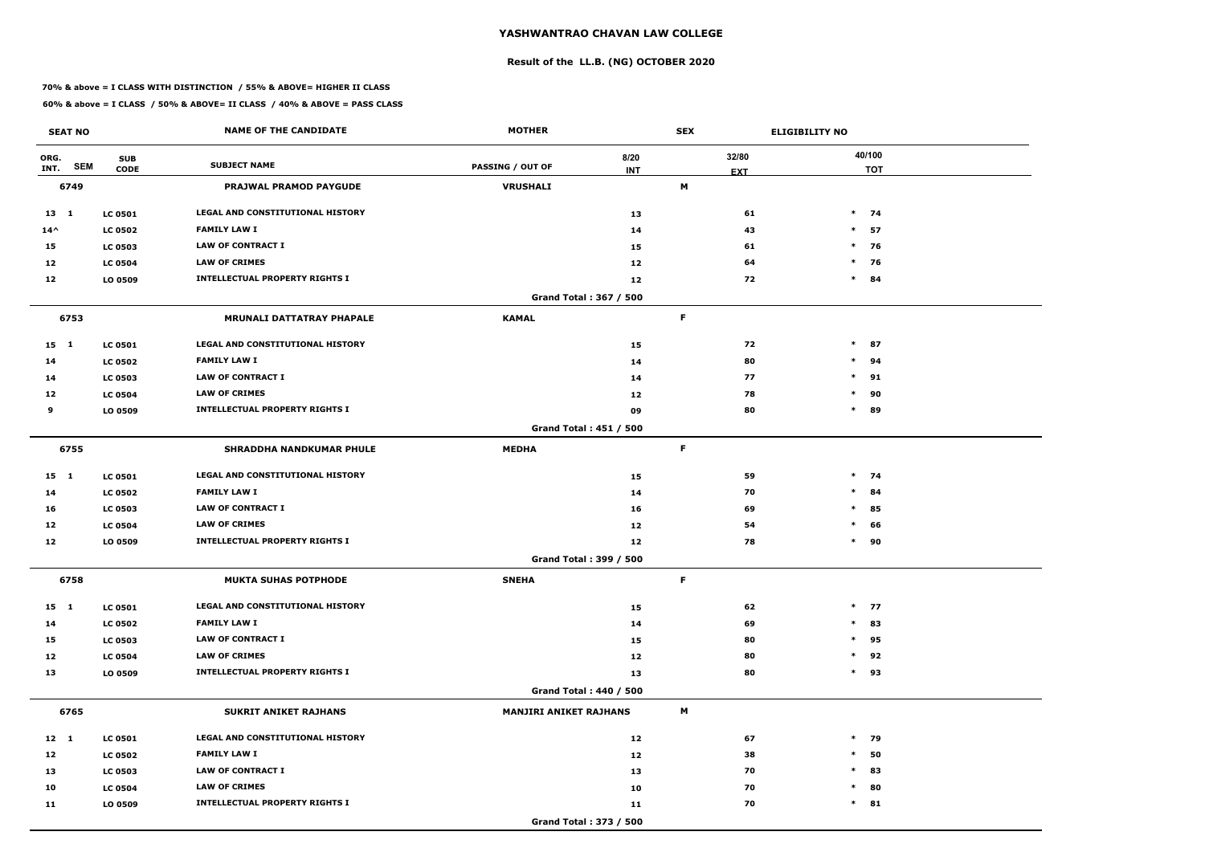# YASHWANTRAO CHAVAN LAW COLLEGE

## Result of the LL.B. (NG) OCTOBER 2020

**70% & above = I CLASS WITH DISTINCTION / 55% & ABOVE= HIGHER II CLASS**

**60% & above = I CLASS / 50% & ABOVE= II CLASS / 40% & ABOVE = PASS CLASS**

| SEAT NO | | | NAME OF THE CANDIDATE | MOTHER | | SEX | ELIGIBILITY NO | |
|---|---|---|---|---|---|---|---|---|
| ORG. INT. | SEM | SUB CODE | SUBJECT NAME | PASSING / OUT OF | 8/20 INT | 32/80 EXT | | 40/100 TOT |
| **6749** | | | **PRAJWAL PRAMOD PAYGUDE** | **VRUSHALI** | | **M** | | |
| 13 | 1 | LC 0501 | LEGAL AND CONSTITUTIONAL HISTORY | | 13 | 61 | * | 74 |
| 14^ | | LC 0502 | FAMILY LAW I | | 14 | 43 | * | 57 |
| 15 | | LC 0503 | LAW OF CONTRACT I | | 15 | 61 | * | 76 |
| 12 | | LC 0504 | LAW OF CRIMES | | 12 | 64 | * | 76 |
| 12 | | LO 0509 | INTELLECTUAL PROPERTY RIGHTS I | | 12 | 72 | * | 84 |
| | | | | Grand Total : 367 / 500 | | | | |
| **6753** | | | **MRUNALI DATTATRAY PHAPALE** | **KAMAL** | | **F** | | |
| 15 | 1 | LC 0501 | LEGAL AND CONSTITUTIONAL HISTORY | | 15 | 72 | * | 87 |
| 14 | | LC 0502 | FAMILY LAW I | | 14 | 80 | * | 94 |
| 14 | | LC 0503 | LAW OF CONTRACT I | | 14 | 77 | * | 91 |
| 12 | | LC 0504 | LAW OF CRIMES | | 12 | 78 | * | 90 |
| 9 | | LO 0509 | INTELLECTUAL PROPERTY RIGHTS I | | 09 | 80 | * | 89 |
| | | | | Grand Total : 451 / 500 | | | | |
| **6755** | | | **SHRADDHA NANDKUMAR PHULE** | **MEDHA** | | **F** | | |
| 15 | 1 | LC 0501 | LEGAL AND CONSTITUTIONAL HISTORY | | 15 | 59 | * | 74 |
| 14 | | LC 0502 | FAMILY LAW I | | 14 | 70 | * | 84 |
| 16 | | LC 0503 | LAW OF CONTRACT I | | 16 | 69 | * | 85 |
| 12 | | LC 0504 | LAW OF CRIMES | | 12 | 54 | * | 66 |
| 12 | | LO 0509 | INTELLECTUAL PROPERTY RIGHTS I | | 12 | 78 | * | 90 |
| | | | | Grand Total : 399 / 500 | | | | |
| **6758** | | | **MUKTA SUHAS POTPHODE** | **SNEHA** | | **F** | | |
| 15 | 1 | LC 0501 | LEGAL AND CONSTITUTIONAL HISTORY | | 15 | 62 | * | 77 |
| 14 | | LC 0502 | FAMILY LAW I | | 14 | 69 | * | 83 |
| 15 | | LC 0503 | LAW OF CONTRACT I | | 15 | 80 | * | 95 |
| 12 | | LC 0504 | LAW OF CRIMES | | 12 | 80 | * | 92 |
| 13 | | LO 0509 | INTELLECTUAL PROPERTY RIGHTS I | | 13 | 80 | * | 93 |
| | | | | Grand Total : 440 / 500 | | | | |
| **6765** | | | **SUKRIT ANIKET RAJHANS** | **MANJIRI ANIKET RAJHANS** | | **M** | | |
| 12 | 1 | LC 0501 | LEGAL AND CONSTITUTIONAL HISTORY | | 12 | 67 | * | 79 |
| 12 | | LC 0502 | FAMILY LAW I | | 12 | 38 | * | 50 |
| 13 | | LC 0503 | LAW OF CONTRACT I | | 13 | 70 | * | 83 |
| 10 | | LC 0504 | LAW OF CRIMES | | 10 | 70 | * | 80 |
| 11 | | LO 0509 | INTELLECTUAL PROPERTY RIGHTS I | | 11 | 70 | * | 81 |
| | | | | Grand Total : 373 / 500 | | | | |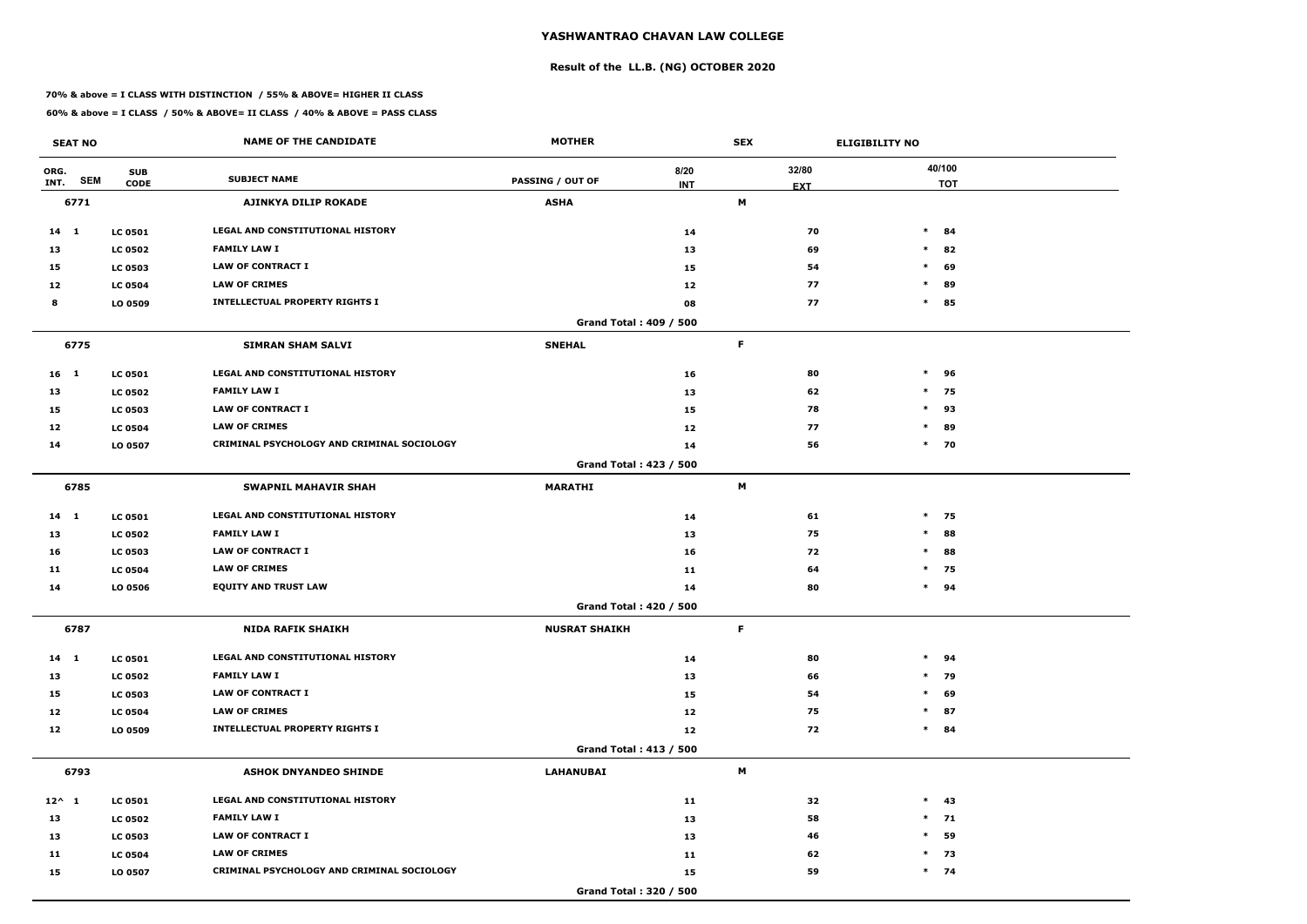# YASHWANTRAO CHAVAN LAW COLLEGE

## Result of the LL.B. (NG) OCTOBER 2020

**70% & above = I CLASS WITH DISTINCTION / 55% & ABOVE= HIGHER II CLASS**

**60% & above = I CLASS / 50% & ABOVE= II CLASS / 40% & ABOVE = PASS CLASS**

| SEAT NO | | | NAME OF THE CANDIDATE | MOTHER | | SEX | ELIGIBILITY NO |
|---|---|---|---|---|---|---|---|
| ORG. INT. | SEM | SUB CODE | SUBJECT NAME | PASSING / OUT OF | 8/20 INT | 32/80 EXT | 40/100 TOT |
| **6771** | | | **AJINKYA DILIP ROKADE** | **ASHA** | | **M** | |
| 14 | 1 | LC 0501 | LEGAL AND CONSTITUTIONAL HISTORY | | 14 | 70 | * 84 |
| 13 | | LC 0502 | FAMILY LAW I | | 13 | 69 | * 82 |
| 15 | | LC 0503 | LAW OF CONTRACT I | | 15 | 54 | * 69 |
| 12 | | LC 0504 | LAW OF CRIMES | | 12 | 77 | * 89 |
| 8 | | LO 0509 | INTELLECTUAL PROPERTY RIGHTS I | | 08 | 77 | * 85 |
| | | | | **Grand Total : 409 / 500** | | | |
| **6775** | | | **SIMRAN SHAM SALVI** | **SNEHAL** | | **F** | |
| 16 | 1 | LC 0501 | LEGAL AND CONSTITUTIONAL HISTORY | | 16 | 80 | * 96 |
| 13 | | LC 0502 | FAMILY LAW I | | 13 | 62 | * 75 |
| 15 | | LC 0503 | LAW OF CONTRACT I | | 15 | 78 | * 93 |
| 12 | | LC 0504 | LAW OF CRIMES | | 12 | 77 | * 89 |
| 14 | | LO 0507 | CRIMINAL PSYCHOLOGY AND CRIMINAL SOCIOLOGY | | 14 | 56 | * 70 |
| | | | | **Grand Total : 423 / 500** | | | |
| **6785** | | | **SWAPNIL MAHAVIR SHAH** | **MARATHI** | | **M** | |
| 14 | 1 | LC 0501 | LEGAL AND CONSTITUTIONAL HISTORY | | 14 | 61 | * 75 |
| 13 | | LC 0502 | FAMILY LAW I | | 13 | 75 | * 88 |
| 16 | | LC 0503 | LAW OF CONTRACT I | | 16 | 72 | * 88 |
| 11 | | LC 0504 | LAW OF CRIMES | | 11 | 64 | * 75 |
| 14 | | LO 0506 | EQUITY AND TRUST LAW | | 14 | 80 | * 94 |
| | | | | **Grand Total : 420 / 500** | | | |
| **6787** | | | **NIDA RAFIK SHAIKH** | **NUSRAT SHAIKH** | | **F** | |
| 14 | 1 | LC 0501 | LEGAL AND CONSTITUTIONAL HISTORY | | 14 | 80 | * 94 |
| 13 | | LC 0502 | FAMILY LAW I | | 13 | 66 | * 79 |
| 15 | | LC 0503 | LAW OF CONTRACT I | | 15 | 54 | * 69 |
| 12 | | LC 0504 | LAW OF CRIMES | | 12 | 75 | * 87 |
| 12 | | LO 0509 | INTELLECTUAL PROPERTY RIGHTS I | | 12 | 72 | * 84 |
| | | | | **Grand Total : 413 / 500** | | | |
| **6793** | | | **ASHOK DNYANDEO SHINDE** | **LAHANUBAI** | | **M** | |
| 12^ | 1 | LC 0501 | LEGAL AND CONSTITUTIONAL HISTORY | | 11 | 32 | * 43 |
| 13 | | LC 0502 | FAMILY LAW I | | 13 | 58 | * 71 |
| 13 | | LC 0503 | LAW OF CONTRACT I | | 13 | 46 | * 59 |
| 11 | | LC 0504 | LAW OF CRIMES | | 11 | 62 | * 73 |
| 15 | | LO 0507 | CRIMINAL PSYCHOLOGY AND CRIMINAL SOCIOLOGY | | 15 | 59 | * 74 |
| | | | | **Grand Total : 320 / 500** | | | |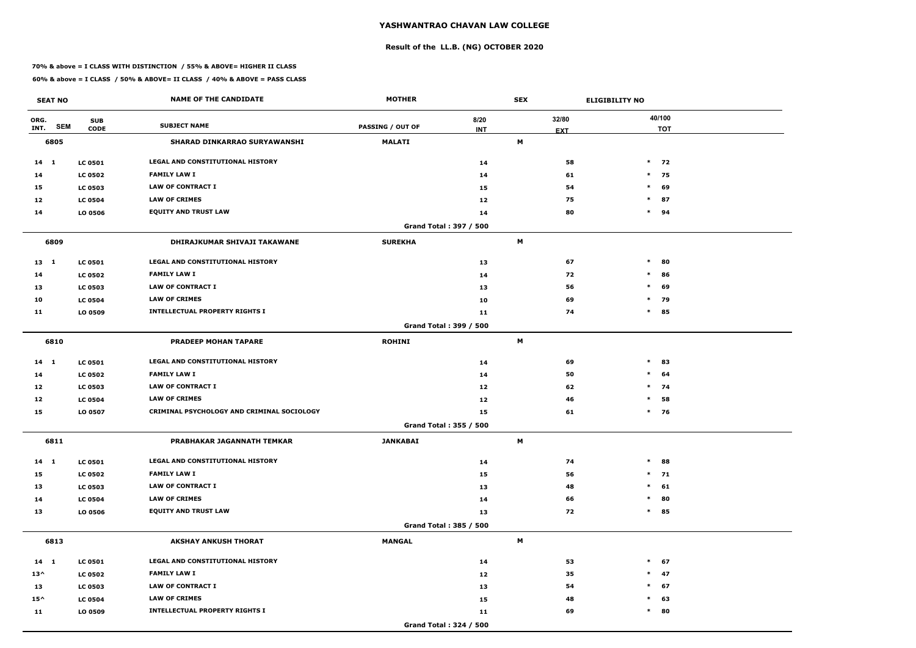# YASHWANTRAO CHAVAN LAW COLLEGE

## Result of the LL.B. (NG) OCTOBER 2020

**70% & above = I CLASS WITH DISTINCTION / 55% & ABOVE= HIGHER II CLASS**

**60% & above = I CLASS / 50% & ABOVE= II CLASS / 40% & ABOVE = PASS CLASS**

| SEAT NO | | | NAME OF THE CANDIDATE | MOTHER | | SEX | ELIGIBILITY NO |
|---|---|---|---|---|---|---|---|
| ORG. INT. | SEM | SUB CODE | SUBJECT NAME | PASSING / OUT OF | 8/20 INT | 32/80 EXT | 40/100 TOT |
| **6805** | | | **SHARAD DINKARRAO SURYAWANSHI** | **MALATI** | | **M** | |
| 14 | 1 | LC 0501 | LEGAL AND CONSTITUTIONAL HISTORY | | 14 | 58 | * 72 |
| 14 | | LC 0502 | FAMILY LAW I | | 14 | 61 | * 75 |
| 15 | | LC 0503 | LAW OF CONTRACT I | | 15 | 54 | * 69 |
| 12 | | LC 0504 | LAW OF CRIMES | | 12 | 75 | * 87 |
| 14 | | LO 0506 | EQUITY AND TRUST LAW | | 14 | 80 | * 94 |
| | | | | Grand Total : 397 / 500 | | | |
| **6809** | | | **DHIRAJKUMAR SHIVAJI TAKAWANE** | **SUREKHA** | | **M** | |
| 13 | 1 | LC 0501 | LEGAL AND CONSTITUTIONAL HISTORY | | 13 | 67 | * 80 |
| 14 | | LC 0502 | FAMILY LAW I | | 14 | 72 | * 86 |
| 13 | | LC 0503 | LAW OF CONTRACT I | | 13 | 56 | * 69 |
| 10 | | LC 0504 | LAW OF CRIMES | | 10 | 69 | * 79 |
| 11 | | LO 0509 | INTELLECTUAL PROPERTY RIGHTS I | | 11 | 74 | * 85 |
| | | | | Grand Total : 399 / 500 | | | |
| **6810** | | | **PRADEEP MOHAN TAPARE** | **ROHINI** | | **M** | |
| 14 | 1 | LC 0501 | LEGAL AND CONSTITUTIONAL HISTORY | | 14 | 69 | * 83 |
| 14 | | LC 0502 | FAMILY LAW I | | 14 | 50 | * 64 |
| 12 | | LC 0503 | LAW OF CONTRACT I | | 12 | 62 | * 74 |
| 12 | | LC 0504 | LAW OF CRIMES | | 12 | 46 | * 58 |
| 15 | | LO 0507 | CRIMINAL PSYCHOLOGY AND CRIMINAL SOCIOLOGY | | 15 | 61 | * 76 |
| | | | | Grand Total : 355 / 500 | | | |
| **6811** | | | **PRABHAKAR JAGANNATH TEMKAR** | **JANKABAI** | | **M** | |
| 14 | 1 | LC 0501 | LEGAL AND CONSTITUTIONAL HISTORY | | 14 | 74 | * 88 |
| 15 | | LC 0502 | FAMILY LAW I | | 15 | 56 | * 71 |
| 13 | | LC 0503 | LAW OF CONTRACT I | | 13 | 48 | * 61 |
| 14 | | LC 0504 | LAW OF CRIMES | | 14 | 66 | * 80 |
| 13 | | LO 0506 | EQUITY AND TRUST LAW | | 13 | 72 | * 85 |
| | | | | Grand Total : 385 / 500 | | | |
| **6813** | | | **AKSHAY ANKUSH THORAT** | **MANGAL** | | **M** | |
| 14 | 1 | LC 0501 | LEGAL AND CONSTITUTIONAL HISTORY | | 14 | 53 | * 67 |
| 13^ | | LC 0502 | FAMILY LAW I | | 12 | 35 | * 47 |
| 13 | | LC 0503 | LAW OF CONTRACT I | | 13 | 54 | * 67 |
| 15^ | | LC 0504 | LAW OF CRIMES | | 15 | 48 | * 63 |
| 11 | | LO 0509 | INTELLECTUAL PROPERTY RIGHTS I | | 11 | 69 | * 80 |
| | | | | Grand Total : 324 / 500 | | | |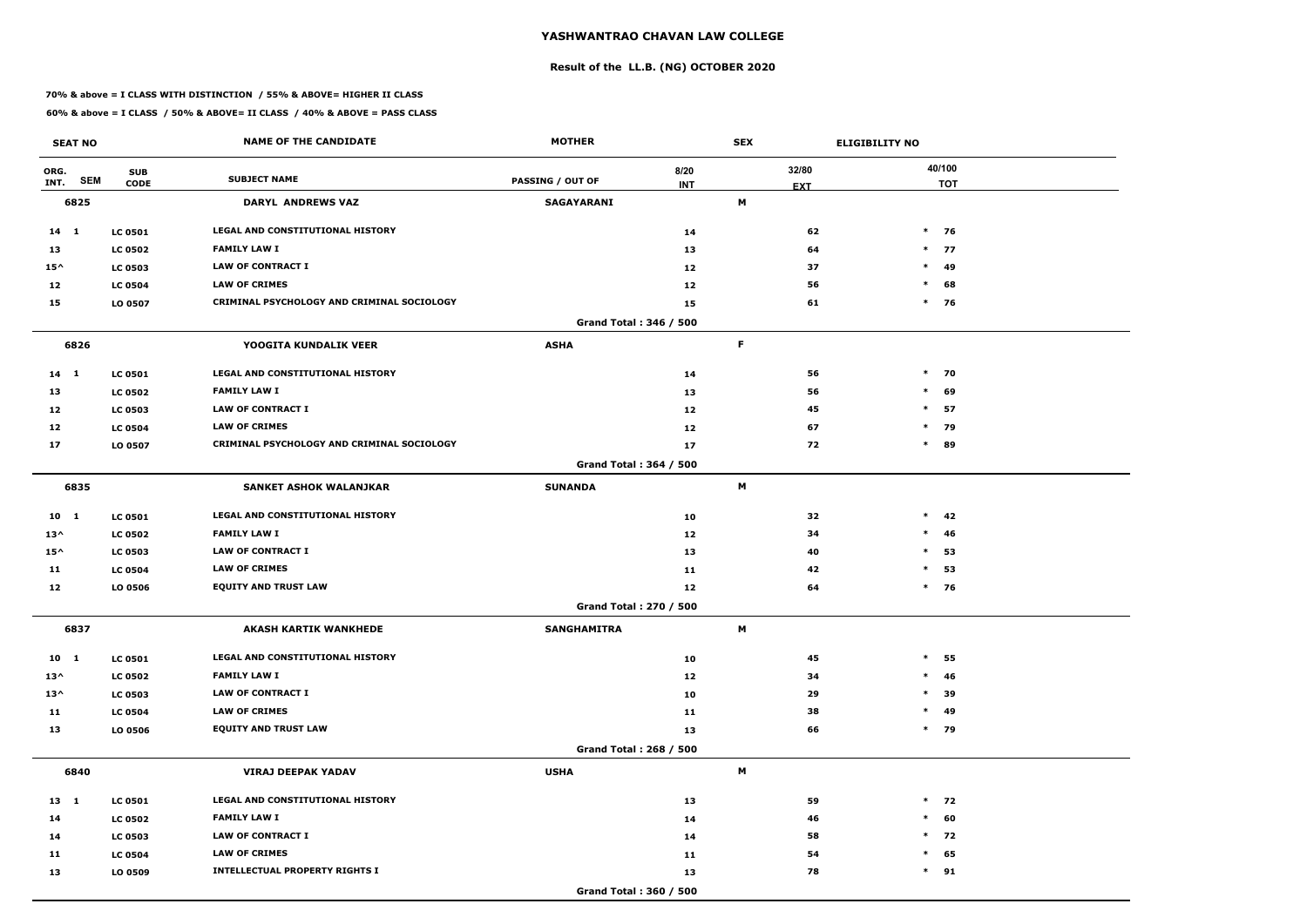# YASHWANTRAO CHAVAN LAW COLLEGE

## Result of the LL.B. (NG) OCTOBER 2020

**70% & above = I CLASS WITH DISTINCTION / 55% & ABOVE= HIGHER II CLASS**

**60% & above = I CLASS / 50% & ABOVE= II CLASS / 40% & ABOVE = PASS CLASS**

| SEAT NO | | | NAME OF THE CANDIDATE | MOTHER | | SEX | ELIGIBILITY NO |
|---|---|---|---|---|---|---|---|
| ORG. INT. | SEM | SUB CODE | SUBJECT NAME | PASSING / OUT OF | 8/20 INT | 32/80 EXT | 40/100 TOT |
| **6825** | | | **DARYL ANDREWS VAZ** | **SAGAYARANI** | | **M** | |
| 14 | 1 | LC 0501 | LEGAL AND CONSTITUTIONAL HISTORY | | 14 | 62 | * 76 |
| 13 | | LC 0502 | FAMILY LAW I | | 13 | 64 | * 77 |
| 15^ | | LC 0503 | LAW OF CONTRACT I | | 12 | 37 | * 49 |
| 12 | | LC 0504 | LAW OF CRIMES | | 12 | 56 | * 68 |
| 15 | | LO 0507 | CRIMINAL PSYCHOLOGY AND CRIMINAL SOCIOLOGY | | 15 | 61 | * 76 |
| | | | | Grand Total : 346 / 500 | | | |
| **6826** | | | **YOOGITA KUNDALIK VEER** | **ASHA** | | **F** | |
| 14 | 1 | LC 0501 | LEGAL AND CONSTITUTIONAL HISTORY | | 14 | 56 | * 70 |
| 13 | | LC 0502 | FAMILY LAW I | | 13 | 56 | * 69 |
| 12 | | LC 0503 | LAW OF CONTRACT I | | 12 | 45 | * 57 |
| 12 | | LC 0504 | LAW OF CRIMES | | 12 | 67 | * 79 |
| 17 | | LO 0507 | CRIMINAL PSYCHOLOGY AND CRIMINAL SOCIOLOGY | | 17 | 72 | * 89 |
| | | | | Grand Total : 364 / 500 | | | |
| **6835** | | | **SANKET ASHOK WALANJKAR** | **SUNANDA** | | **M** | |
| 10 | 1 | LC 0501 | LEGAL AND CONSTITUTIONAL HISTORY | | 10 | 32 | * 42 |
| 13^ | | LC 0502 | FAMILY LAW I | | 12 | 34 | * 46 |
| 15^ | | LC 0503 | LAW OF CONTRACT I | | 13 | 40 | * 53 |
| 11 | | LC 0504 | LAW OF CRIMES | | 11 | 42 | * 53 |
| 12 | | LO 0506 | EQUITY AND TRUST LAW | | 12 | 64 | * 76 |
| | | | | Grand Total : 270 / 500 | | | |
| **6837** | | | **AKASH KARTIK WANKHEDE** | **SANGHAMITRA** | | **M** | |
| 10 | 1 | LC 0501 | LEGAL AND CONSTITUTIONAL HISTORY | | 10 | 45 | * 55 |
| 13^ | | LC 0502 | FAMILY LAW I | | 12 | 34 | * 46 |
| 13^ | | LC 0503 | LAW OF CONTRACT I | | 10 | 29 | * 39 |
| 11 | | LC 0504 | LAW OF CRIMES | | 11 | 38 | * 49 |
| 13 | | LO 0506 | EQUITY AND TRUST LAW | | 13 | 66 | * 79 |
| | | | | Grand Total : 268 / 500 | | | |
| **6840** | | | **VIRAJ DEEPAK YADAV** | **USHA** | | **M** | |
| 13 | 1 | LC 0501 | LEGAL AND CONSTITUTIONAL HISTORY | | 13 | 59 | * 72 |
| 14 | | LC 0502 | FAMILY LAW I | | 14 | 46 | * 60 |
| 14 | | LC 0503 | LAW OF CONTRACT I | | 14 | 58 | * 72 |
| 11 | | LC 0504 | LAW OF CRIMES | | 11 | 54 | * 65 |
| 13 | | LO 0509 | INTELLECTUAL PROPERTY RIGHTS I | | 13 | 78 | * 91 |
| | | | | Grand Total : 360 / 500 | | | |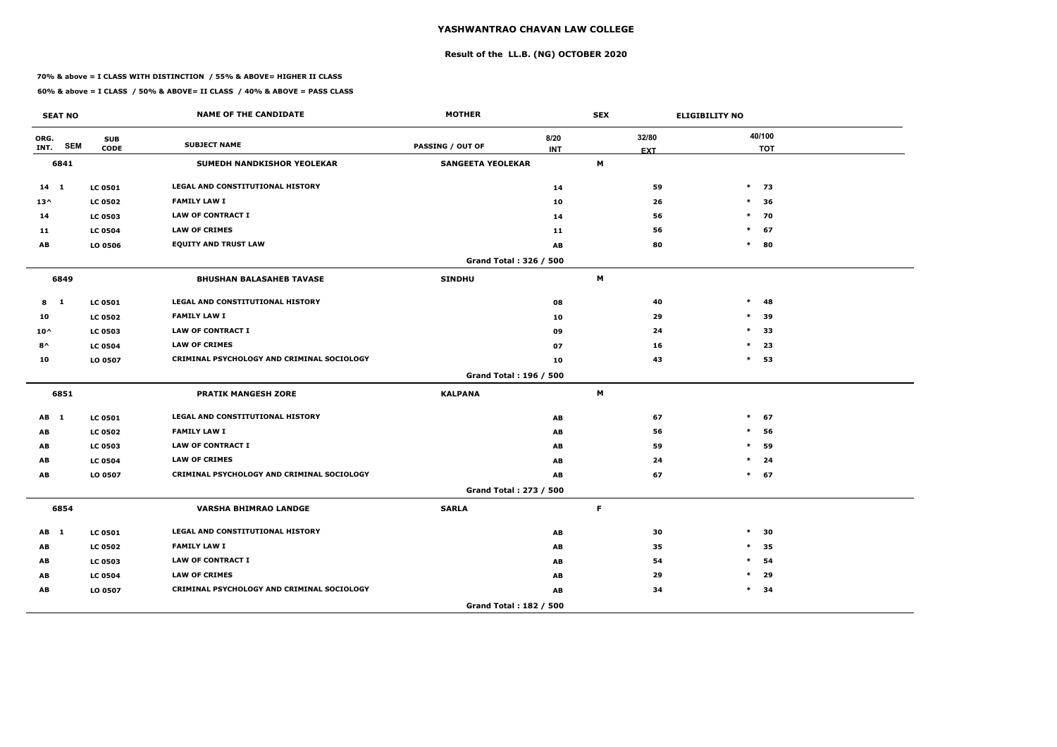## YASHWANTRAO CHAVAN LAW COLLEGE

### Result of the LL.B. (NG) OCTOBER 2020

**70% & above = I CLASS WITH DISTINCTION / 55% & ABOVE= HIGHER II CLASS**

**60% & above = I CLASS / 50% & ABOVE= II CLASS / 40% & ABOVE = PASS CLASS**

| SEAT NO | | | NAME OF THE CANDIDATE | MOTHER | | SEX | | ELIGIBILITY NO |
|---|---|---|---|---|---|---|---|---|
| ORG. INT. | SEM | SUB CODE | SUBJECT NAME | PASSING / OUT OF | 8/20 INT | 32/80 EXT | | 40/100 TOT |
| **6841** | | | **SUMEDH NANDKISHOR YEOLEKAR** | **SANGEETA YEOLEKAR** | | **M** | | |
| 14 | 1 | LC 0501 | LEGAL AND CONSTITUTIONAL HISTORY | | 14 | 59 | * | 73 |
| 13^ | | LC 0502 | FAMILY LAW I | | 10 | 26 | * | 36 |
| 14 | | LC 0503 | LAW OF CONTRACT I | | 14 | 56 | * | 70 |
| 11 | | LC 0504 | LAW OF CRIMES | | 11 | 56 | * | 67 |
| AB | | LO 0506 | EQUITY AND TRUST LAW | | AB | 80 | * | 80 |
| | | | | Grand Total : 326 / 500 | | | | |
| **6849** | | | **BHUSHAN BALASAHEB TAVASE** | **SINDHU** | | **M** | | |
| 8 | 1 | LC 0501 | LEGAL AND CONSTITUTIONAL HISTORY | | 08 | 40 | * | 48 |
| 10 | | LC 0502 | FAMILY LAW I | | 10 | 29 | * | 39 |
| 10^ | | LC 0503 | LAW OF CONTRACT I | | 09 | 24 | * | 33 |
| 8^ | | LC 0504 | LAW OF CRIMES | | 07 | 16 | * | 23 |
| 10 | | LO 0507 | CRIMINAL PSYCHOLOGY AND CRIMINAL SOCIOLOGY | | 10 | 43 | * | 53 |
| | | | | Grand Total : 196 / 500 | | | | |
| **6851** | | | **PRATIK MANGESH ZORE** | **KALPANA** | | **M** | | |
| AB | 1 | LC 0501 | LEGAL AND CONSTITUTIONAL HISTORY | | AB | 67 | * | 67 |
| AB | | LC 0502 | FAMILY LAW I | | AB | 56 | * | 56 |
| AB | | LC 0503 | LAW OF CONTRACT I | | AB | 59 | * | 59 |
| AB | | LC 0504 | LAW OF CRIMES | | AB | 24 | * | 24 |
| AB | | LO 0507 | CRIMINAL PSYCHOLOGY AND CRIMINAL SOCIOLOGY | | AB | 67 | * | 67 |
| | | | | Grand Total : 273 / 500 | | | | |
| **6854** | | | **VARSHA BHIMRAO LANDGE** | **SARLA** | | **F** | | |
| AB | 1 | LC 0501 | LEGAL AND CONSTITUTIONAL HISTORY | | AB | 30 | * | 30 |
| AB | | LC 0502 | FAMILY LAW I | | AB | 35 | * | 35 |
| AB | | LC 0503 | LAW OF CONTRACT I | | AB | 54 | * | 54 |
| AB | | LC 0504 | LAW OF CRIMES | | AB | 29 | * | 29 |
| AB | | LO 0507 | CRIMINAL PSYCHOLOGY AND CRIMINAL SOCIOLOGY | | AB | 34 | * | 34 |
| | | | | Grand Total : 182 / 500 | | | | |